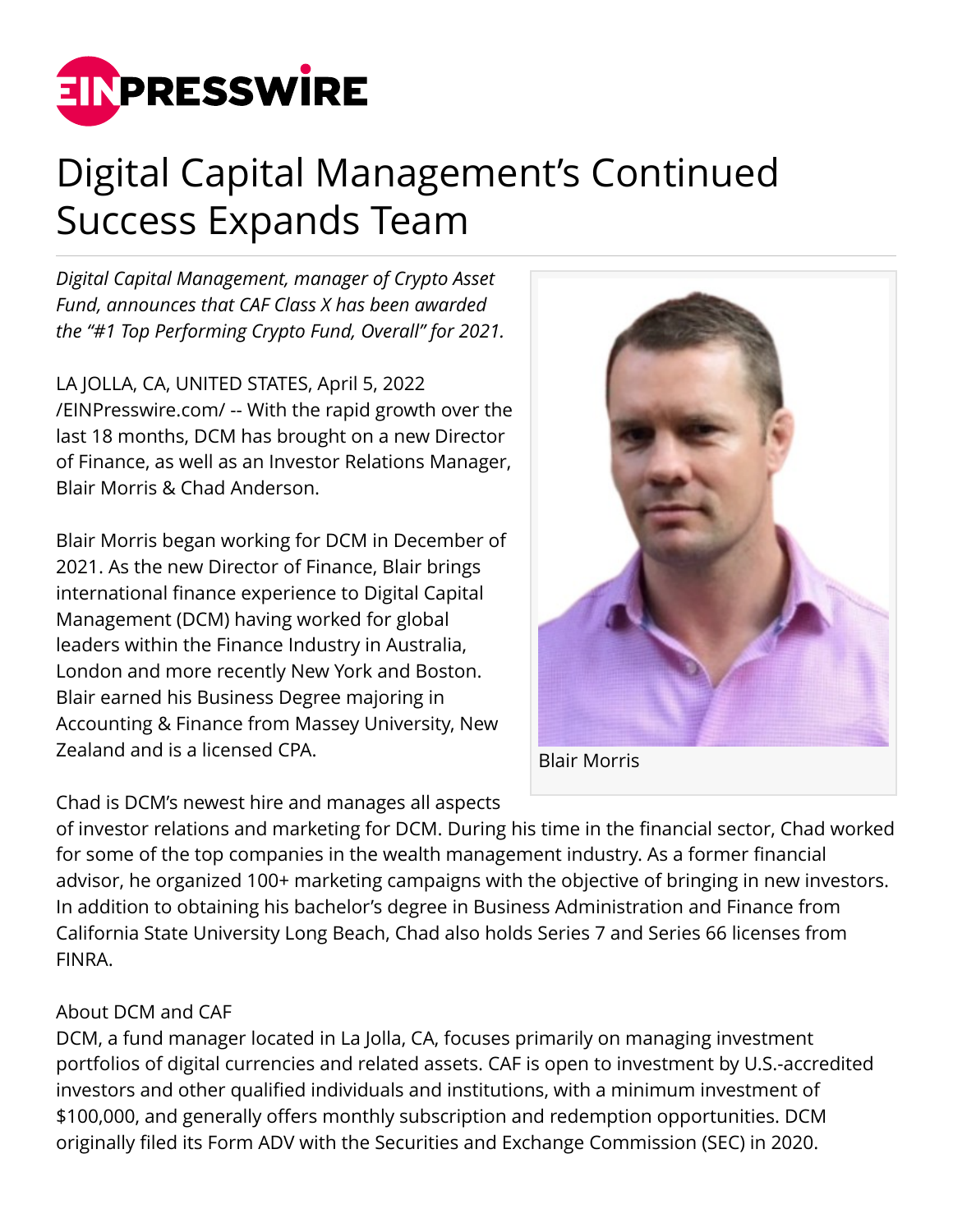# Digital Capital Management's Continued Success Expands Team

*Digital Capital Management, manager of Crypto Asset Fund, announces that CAF Class X has been awarded the "#1 Top Performing Crypto Fund, Overall" for 2021.*

LA JOLLA, CA, UNITED STATES, April 5, 2022 /EINPresswire.com/ -- With the rapid growth over the last 18 months, DCM has brought on a new Director of Finance, as well as an Investor Relations Manager, Blair Morris & Chad Anderson.

Blair Morris began working for DCM in December of 2021. As the new Director of Finance, Blair brings international finance experience to Digital Capital Management (DCM) having worked for global leaders within the Finance Industry in Australia, London and more recently New York and Boston. Blair earned his Business Degree majoring in Accounting & Finance from Massey University, New Zealand and is a licensed CPA.

Blair Morris

Chad is DCM's newest hire and manages all aspects of investor relations and marketing for DCM. During his time in the financial sector, Chad worked for some of the top companies in the wealth management industry. As a former financial advisor, he organized 100+ marketing campaigns with the objective of bringing in new investors. In addition to obtaining his bachelor's degree in Business Administration and Finance from California State University Long Beach, Chad also holds Series 7 and Series 66 licenses from FINRA.

About DCM and CAF

DCM, a fund manager located in La Jolla, CA, focuses primarily on managing investment portfolios of digital currencies and related assets. CAF is open to investment by U.S.-accredited investors and other qualified individuals and institutions, with a minimum investment of $100,000, and generally offers monthly subscription and redemption opportunities. DCM originally filed its Form ADV with the Securities and Exchange Commission (SEC) in 2020.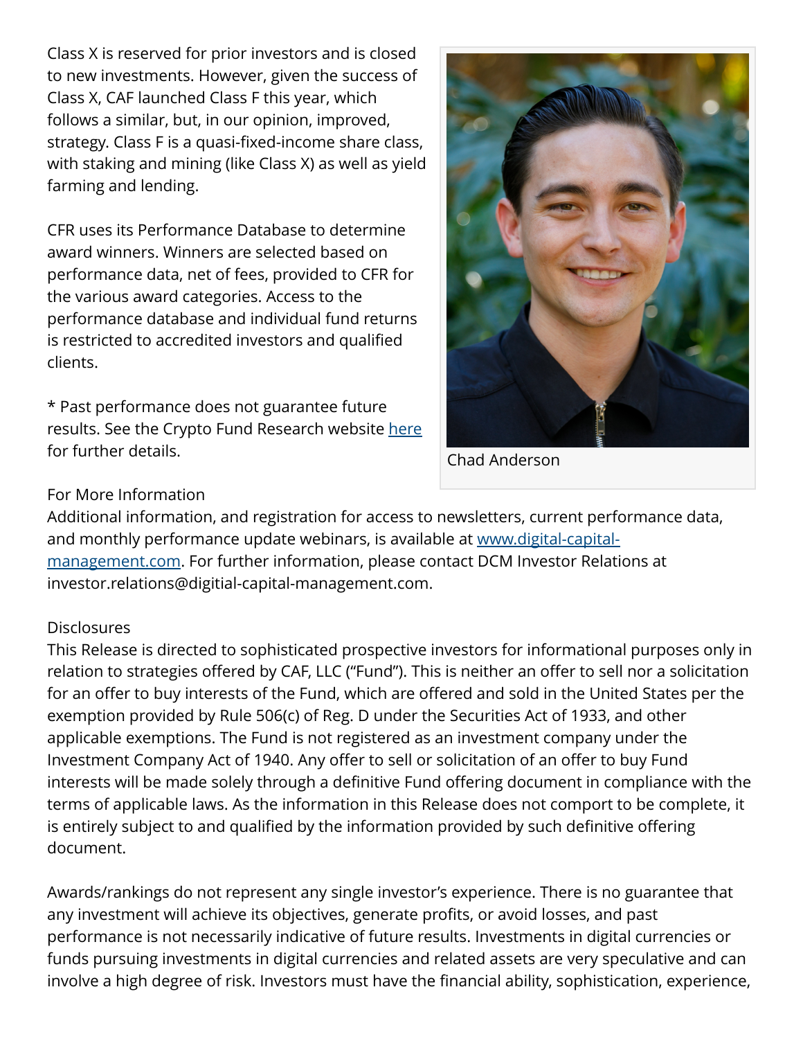Class X is reserved for prior investors and is closed to new investments. However, given the success of Class X, CAF launched Class F this year, which follows a similar, but, in our opinion, improved, strategy. Class F is a quasi-fixed-income share class, with staking and mining (like Class X) as well as yield farming and lending.

CFR uses its Performance Database to determine award winners. Winners are selected based on performance data, net of fees, provided to CFR for the various award categories. Access to the performance database and individual fund returns is restricted to accredited investors and qualified clients.

* Past performance does not guarantee future results. See the Crypto Fund Research website [here](#) for further details.

Chad Anderson

For More Information

Additional information, and registration for access to newsletters, current performance data, and monthly performance update webinars, is available at [www.digital-capital-management.com](http://www.digital-capital-management.com). For further information, please contact DCM Investor Relations at investor.relations@digitial-capital-management.com.

Disclosures

This Release is directed to sophisticated prospective investors for informational purposes only in relation to strategies offered by CAF, LLC ("Fund"). This is neither an offer to sell nor a solicitation for an offer to buy interests of the Fund, which are offered and sold in the United States per the exemption provided by Rule 506(c) of Reg. D under the Securities Act of 1933, and other applicable exemptions. The Fund is not registered as an investment company under the Investment Company Act of 1940. Any offer to sell or solicitation of an offer to buy Fund interests will be made solely through a definitive Fund offering document in compliance with the terms of applicable laws. As the information in this Release does not comport to be complete, it is entirely subject to and qualified by the information provided by such definitive offering document.

Awards/rankings do not represent any single investor's experience. There is no guarantee that any investment will achieve its objectives, generate profits, or avoid losses, and past performance is not necessarily indicative of future results. Investments in digital currencies or funds pursuing investments in digital currencies and related assets are very speculative and can involve a high degree of risk. Investors must have the financial ability, sophistication, experience,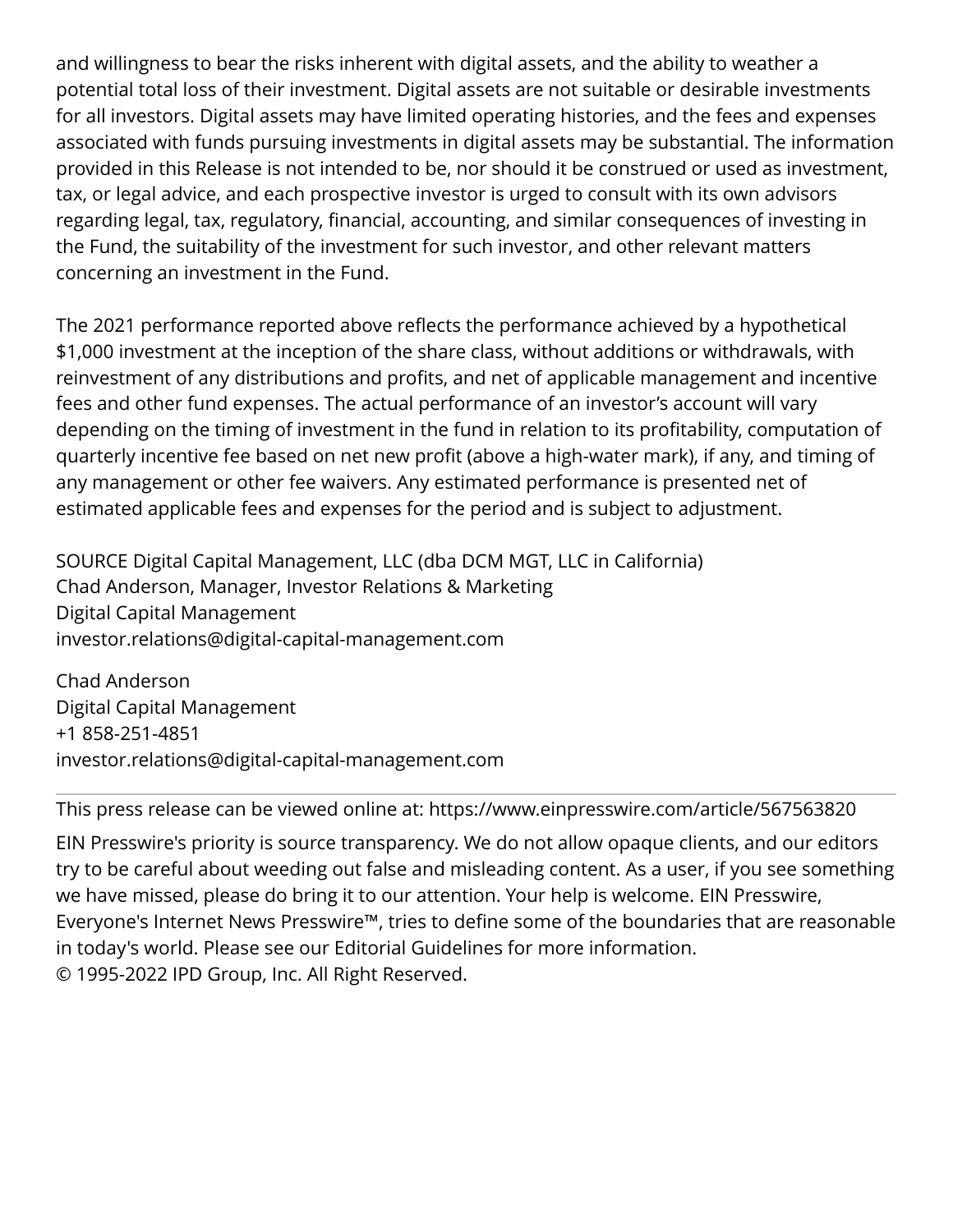and willingness to bear the risks inherent with digital assets, and the ability to weather a potential total loss of their investment. Digital assets are not suitable or desirable investments for all investors. Digital assets may have limited operating histories, and the fees and expenses associated with funds pursuing investments in digital assets may be substantial. The information provided in this Release is not intended to be, nor should it be construed or used as investment, tax, or legal advice, and each prospective investor is urged to consult with its own advisors regarding legal, tax, regulatory, financial, accounting, and similar consequences of investing in the Fund, the suitability of the investment for such investor, and other relevant matters concerning an investment in the Fund.

The 2021 performance reported above reflects the performance achieved by a hypothetical $1,000 investment at the inception of the share class, without additions or withdrawals, with reinvestment of any distributions and profits, and net of applicable management and incentive fees and other fund expenses. The actual performance of an investor's account will vary depending on the timing of investment in the fund in relation to its profitability, computation of quarterly incentive fee based on net new profit (above a high-water mark), if any, and timing of any management or other fee waivers. Any estimated performance is presented net of estimated applicable fees and expenses for the period and is subject to adjustment.

SOURCE Digital Capital Management, LLC (dba DCM MGT, LLC in California)
Chad Anderson, Manager, Investor Relations & Marketing
Digital Capital Management
investor.relations@digital-capital-management.com

Chad Anderson
Digital Capital Management
+1 858-251-4851
investor.relations@digital-capital-management.com

---

This press release can be viewed online at: https://www.einpresswire.com/article/567563820

EIN Presswire's priority is source transparency. We do not allow opaque clients, and our editors try to be careful about weeding out false and misleading content. As a user, if you see something we have missed, please do bring it to our attention. Your help is welcome. EIN Presswire, Everyone's Internet News Presswire™, tries to define some of the boundaries that are reasonable in today's world. Please see our Editorial Guidelines for more information.
© 1995-2022 IPD Group, Inc. All Right Reserved.